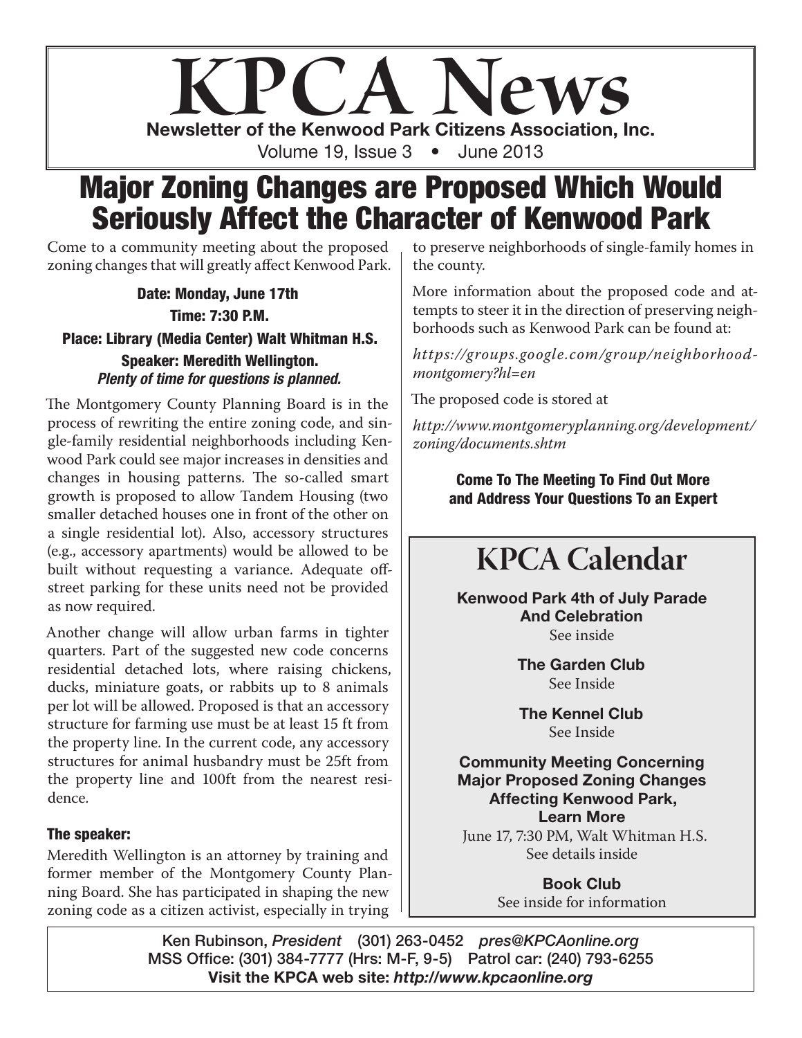# KPCA News

**Newsletter of the Kenwood Park Citizens Association, Inc.**

Volume 19, Issue 3 • June 2013

## Major Zoning Changes are Proposed Which Would Seriously Affect the Character of Kenwood Park

Come to a community meeting about the proposed zoning changes that will greatly affect Kenwood Park.

**Date: Monday, June 17th**

**Time: 7:30 P.M.**

**Place: Library (Media Center) Walt Whitman H.S.**

**Speaker: Meredith Wellington.**

***Plenty of time for questions is planned.***

The Montgomery County Planning Board is in the process of rewriting the entire zoning code, and single-family residential neighborhoods including Kenwood Park could see major increases in densities and changes in housing patterns. The so-called smart growth is proposed to allow Tandem Housing (two smaller detached houses one in front of the other on a single residential lot). Also, accessory structures (e.g., accessory apartments) would be allowed to be built without requesting a variance. Adequate off-street parking for these units need not be provided as now required.

Another change will allow urban farms in tighter quarters. Part of the suggested new code concerns residential detached lots, where raising chickens, ducks, miniature goats, or rabbits up to 8 animals per lot will be allowed. Proposed is that an accessory structure for farming use must be at least 15 ft from the property line. In the current code, any accessory structures for animal husbandry must be 25ft from the property line and 100ft from the nearest residence.

### The speaker:

Meredith Wellington is an attorney by training and former member of the Montgomery County Planning Board. She has participated in shaping the new zoning code as a citizen activist, especially in trying to preserve neighborhoods of single-family homes in the county.

More information about the proposed code and attempts to steer it in the direction of preserving neighborhoods such as Kenwood Park can be found at:

*https://groups.google.com/group/neighborhood-montgomery?hl=en*

The proposed code is stored at

*http://www.montgomeryplanning.org/development/zoning/documents.shtm*

**Come To The Meeting To Find Out More and Address Your Questions To an Expert**

## KPCA Calendar

**Kenwood Park 4th of July Parade And Celebration**
See inside

**The Garden Club**
See Inside

**The Kennel Club**
See Inside

**Community Meeting Concerning Major Proposed Zoning Changes Affecting Kenwood Park, Learn More**
June 17, 7:30 PM, Walt Whitman H.S.
See details inside

**Book Club**
See inside for information

---

Ken Rubinson, *President* (301) 263-0452 *pres@KPCAonline.org*
MSS Office: (301) 384-7777 (Hrs: M-F, 9-5) Patrol car: (240) 793-6255
**Visit the KPCA web site: *http://www.kpcaonline.org***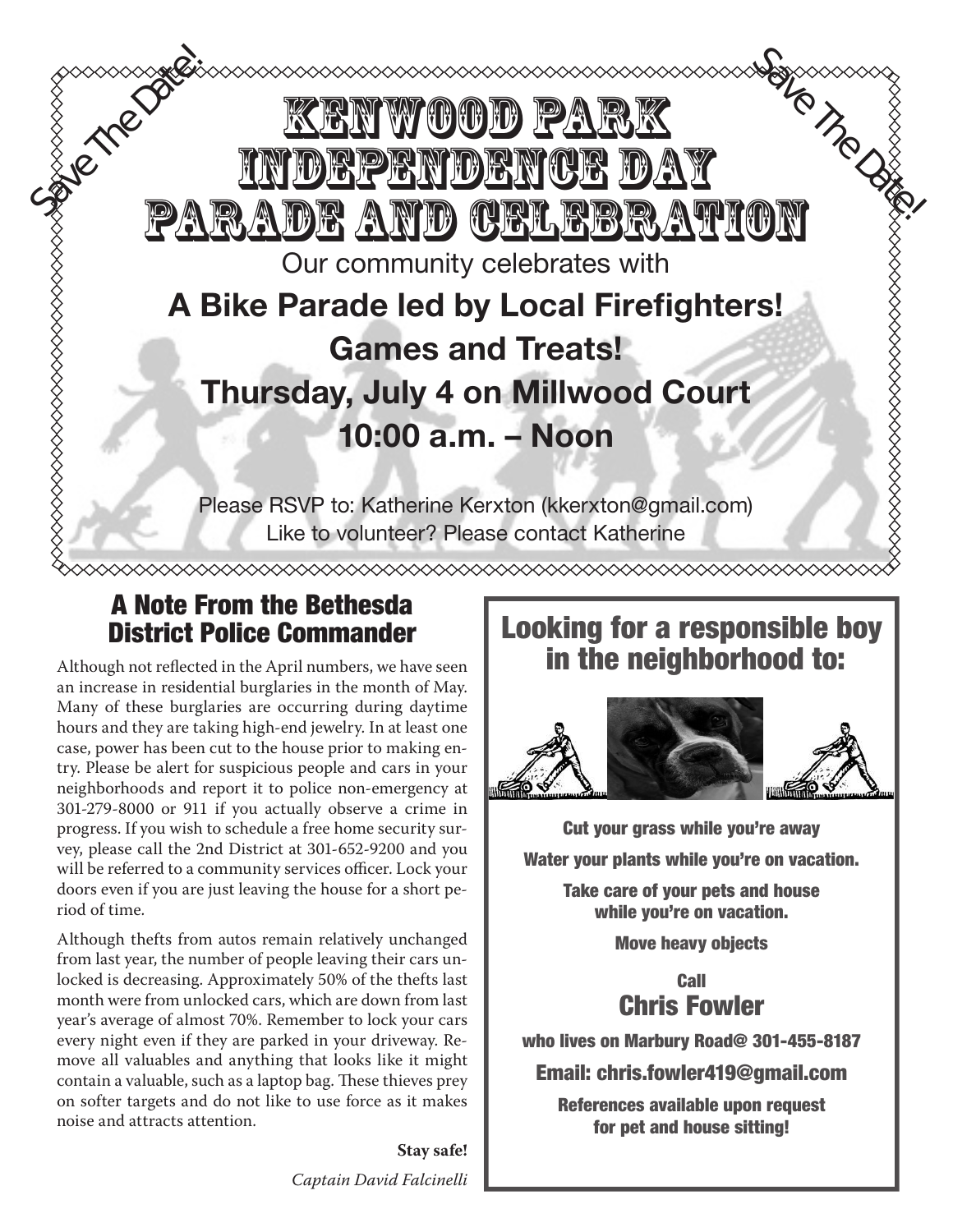Save The Date! Save The Date!

# Kenwood Park Independence Day Parade and Celebration

Our community celebrates with

**A Bike Parade led by Local Firefighters!**

**Games and Treats!**

**Thursday, July 4 on Millwood Court**

**10:00 a.m. – Noon**

Please RSVP to: Katherine Kerxton (kkerxton@gmail.com)
Like to volunteer? Please contact Katherine

## A Note From the Bethesda District Police Commander

Although not reflected in the April numbers, we have seen an increase in residential burglaries in the month of May. Many of these burglaries are occurring during daytime hours and they are taking high-end jewelry. In at least one case, power has been cut to the house prior to making entry. Please be alert for suspicious people and cars in your neighborhoods and report it to police non-emergency at 301-279-8000 or 911 if you actually observe a crime in progress. If you wish to schedule a free home security survey, please call the 2nd District at 301-652-9200 and you will be referred to a community services officer. Lock your doors even if you are just leaving the house for a short period of time.

Although thefts from autos remain relatively unchanged from last year, the number of people leaving their cars unlocked is decreasing. Approximately 50% of the thefts last month were from unlocked cars, which are down from last year's average of almost 70%. Remember to lock your cars every night even if they are parked in your driveway. Remove all valuables and anything that looks like it might contain a valuable, such as a laptop bag. These thieves prey on softer targets and do not like to use force as it makes noise and attracts attention.

**Stay safe!**

*Captain David Falcinelli*

## Looking for a responsible boy in the neighborhood to:

**Cut your grass while you're away**

**Water your plants while you're on vacation.**

**Take care of your pets and house while you're on vacation.**

**Move heavy objects**

**Call**
## Chris Fowler

**who lives on Marbury Road@ 301-455-8187**

**Email: chris.fowler419@gmail.com**

**References available upon request for pet and house sitting!**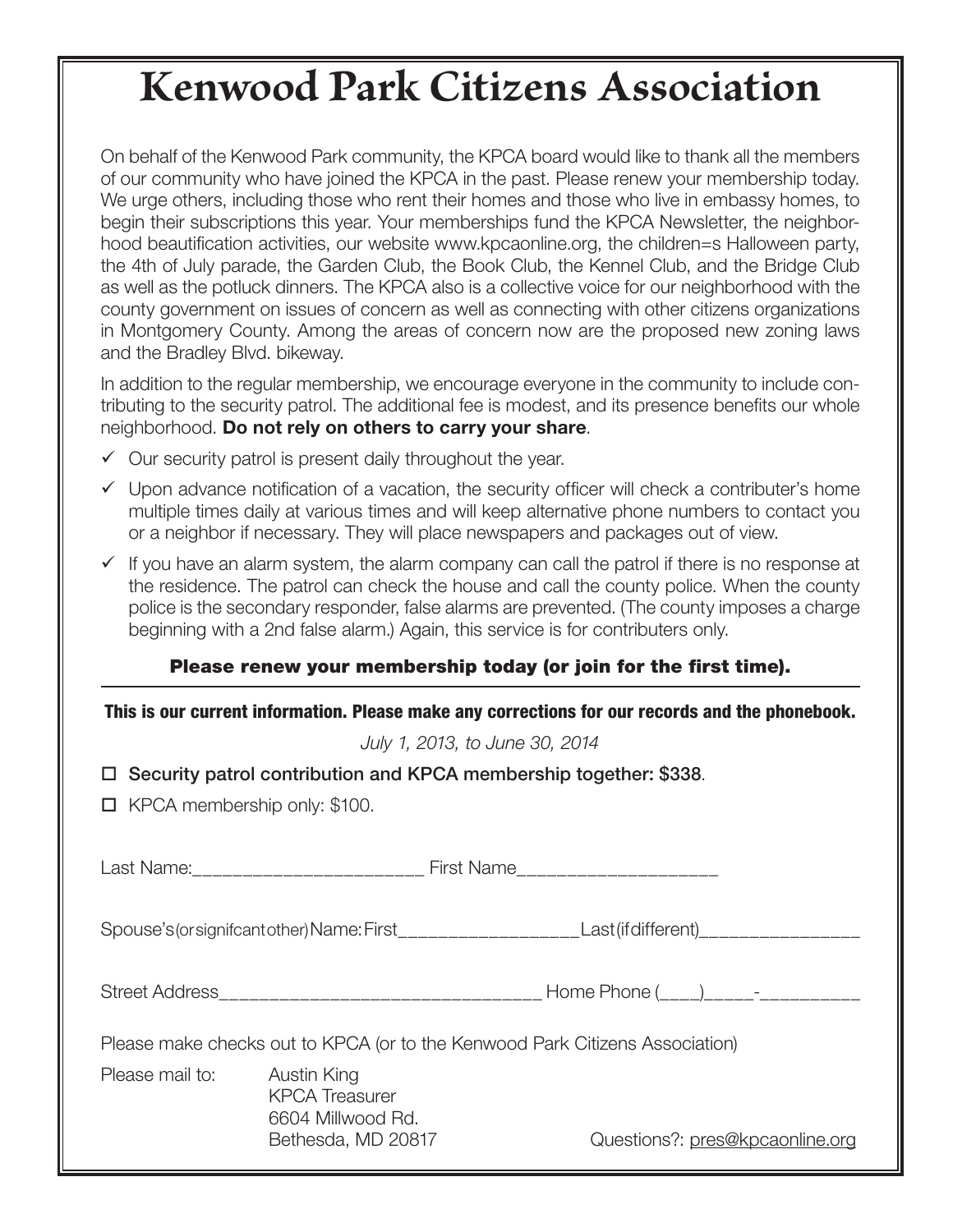# Kenwood Park Citizens Association

On behalf of the Kenwood Park community, the KPCA board would like to thank all the members of our community who have joined the KPCA in the past. Please renew your membership today. We urge others, including those who rent their homes and those who live in embassy homes, to begin their subscriptions this year. Your memberships fund the KPCA Newsletter, the neighborhood beautification activities, our website www.kpcaonline.org, the children=s Halloween party, the 4th of July parade, the Garden Club, the Book Club, the Kennel Club, and the Bridge Club as well as the potluck dinners. The KPCA also is a collective voice for our neighborhood with the county government on issues of concern as well as connecting with other citizens organizations in Montgomery County. Among the areas of concern now are the proposed new zoning laws and the Bradley Blvd. bikeway.

In addition to the regular membership, we encourage everyone in the community to include contributing to the security patrol. The additional fee is modest, and its presence benefits our whole neighborhood. **Do not rely on others to carry your share**.

- ✓ Our security patrol is present daily throughout the year.
- ✓ Upon advance notification of a vacation, the security officer will check a contributer's home multiple times daily at various times and will keep alternative phone numbers to contact you or a neighbor if necessary. They will place newspapers and packages out of view.
- ✓ If you have an alarm system, the alarm company can call the patrol if there is no response at the residence. The patrol can check the house and call the county police. When the county police is the secondary responder, false alarms are prevented. (The county imposes a charge beginning with a 2nd false alarm.) Again, this service is for contributers only.

**Please renew your membership today (or join for the first time).**

---

**This is our current information. Please make any corrections for our records and the phonebook.**

*July 1, 2013, to June 30, 2014*

- ☐ Security patrol contribution and KPCA membership together: $338.
- ☐ KPCA membership only: $100.

Last Name:______________________ First Name___________________

Spouse's (or signifcant other) Name: First_________________Last (if different)_______________

Street Address______________________________ Home Phone (___)_____-__________

Please make checks out to KPCA (or to the Kenwood Park Citizens Association)

Please mail to:
Austin King
KPCA Treasurer
6604 Millwood Rd.
Bethesda, MD 20817

Questions?: pres@kpcaonline.org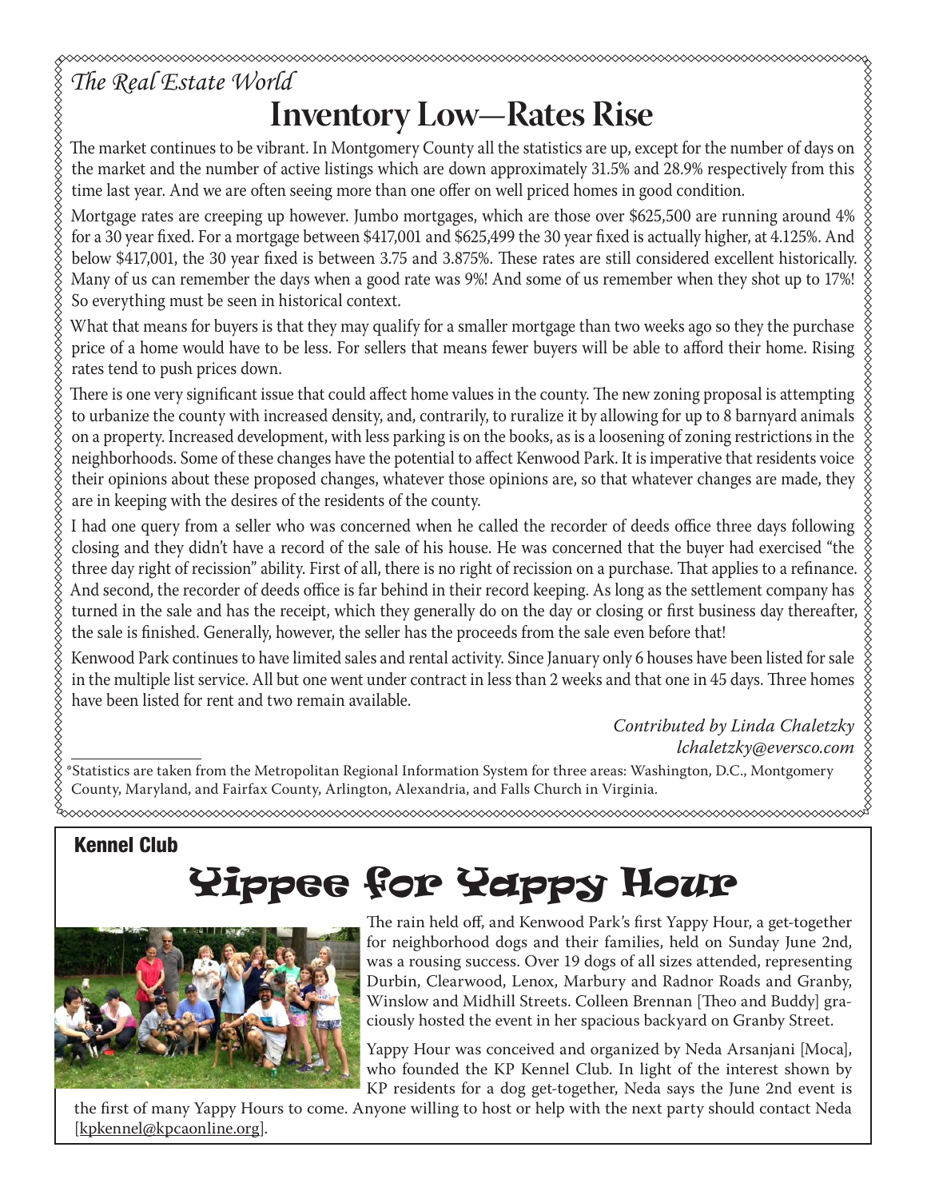*The Real Estate World*

# Inventory Low—Rates Rise

The market continues to be vibrant. In Montgomery County all the statistics are up, except for the number of days on the market and the number of active listings which are down approximately 31.5% and 28.9% respectively from this time last year. And we are often seeing more than one offer on well priced homes in good condition.

Mortgage rates are creeping up however. Jumbo mortgages, which are those over $625,500 are running around 4% for a 30 year fixed. For a mortgage between $417,001 and $625,499 the 30 year fixed is actually higher, at 4.125%. And below $417,001, the 30 year fixed is between 3.75 and 3.875%. These rates are still considered excellent historically. Many of us can remember the days when a good rate was 9%! And some of us remember when they shot up to 17%! So everything must be seen in historical context.

What that means for buyers is that they may qualify for a smaller mortgage than two weeks ago so they the purchase price of a home would have to be less. For sellers that means fewer buyers will be able to afford their home. Rising rates tend to push prices down.

There is one very significant issue that could affect home values in the county. The new zoning proposal is attempting to urbanize the county with increased density, and, contrarily, to ruralize it by allowing for up to 8 barnyard animals on a property. Increased development, with less parking is on the books, as is a loosening of zoning restrictions in the neighborhoods. Some of these changes have the potential to affect Kenwood Park. It is imperative that residents voice their opinions about these proposed changes, whatever those opinions are, so that whatever changes are made, they are in keeping with the desires of the residents of the county.

I had one query from a seller who was concerned when he called the recorder of deeds office three days following closing and they didn't have a record of the sale of his house. He was concerned that the buyer had exercised "the three day right of recission" ability. First of all, there is no right of recission on a purchase. That applies to a refinance. And second, the recorder of deeds office is far behind in their record keeping. As long as the settlement company has turned in the sale and has the receipt, which they generally do on the day or closing or first business day thereafter, the sale is finished. Generally, however, the seller has the proceeds from the sale even before that!

Kenwood Park continues to have limited sales and rental activity. Since January only 6 houses have been listed for sale in the multiple list service. All but one went under contract in less than 2 weeks and that one in 45 days. Three homes have been listed for rent and two remain available.

*Contributed by Linda Chaletzky*
*lchaletzky@eversco.com*

*Statistics are taken from the Metropolitan Regional Information System for three areas: Washington, D.C., Montgomery County, Maryland, and Fairfax County, Arlington, Alexandria, and Falls Church in Virginia.

**Kennel Club**

# Yippee for Yappy Hour

The rain held off, and Kenwood Park's first Yappy Hour, a get-together for neighborhood dogs and their families, held on Sunday June 2nd, was a rousing success. Over 19 dogs of all sizes attended, representing Durbin, Clearwood, Lenox, Marbury and Radnor Roads and Granby, Winslow and Midhill Streets. Colleen Brennan [Theo and Buddy] graciously hosted the event in her spacious backyard on Granby Street.

Yappy Hour was conceived and organized by Neda Arsanjani [Moca], who founded the KP Kennel Club. In light of the interest shown by KP residents for a dog get-together, Neda says the June 2nd event is the first of many Yappy Hours to come. Anyone willing to host or help with the next party should contact Neda [kpkennel@kpcaonline.org].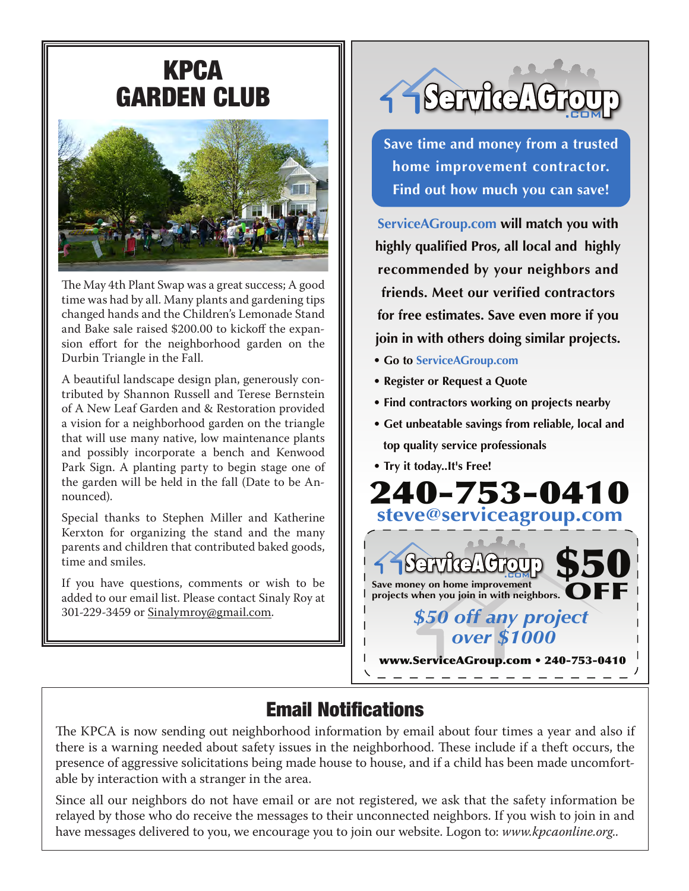# KPCA GARDEN CLUB

The May 4th Plant Swap was a great success; A good time was had by all. Many plants and gardening tips changed hands and the Children's Lemonade Stand and Bake sale raised $200.00 to kickoff the expansion effort for the neighborhood garden on the Durbin Triangle in the Fall.

A beautiful landscape design plan, generously contributed by Shannon Russell and Terese Bernstein of A New Leaf Garden and & Restoration provided a vision for a neighborhood garden on the triangle that will use many native, low maintenance plants and possibly incorporate a bench and Kenwood Park Sign. A planting party to begin stage one of the garden will be held in the fall (Date to be Announced).

Special thanks to Stephen Miller and Katherine Kerxton for organizing the stand and the many parents and children that contributed baked goods, time and smiles.

If you have questions, comments or wish to be added to our email list. Please contact Sinaly Roy at 301-229-3459 or Sinalymroy@gmail.com.

## ServiceAGroup.com

**Save time and money from a trusted home improvement contractor. Find out how much you can save!**

**ServiceAGroup.com will match you with highly qualified Pros, all local and highly recommended by your neighbors and friends. Meet our verified contractors for free estimates. Save even more if you join in with others doing similar projects.**

- **Go to ServiceAGroup.com**
- **Register or Request a Quote**
- **Find contractors working on projects nearby**
- **Get unbeatable savings from reliable, local and top quality service professionals**
- **Try it today..It's Free!**

**240-753-0410**

**steve@serviceagroup.com**

**ServiceAGroup.com** **$50 OFF**

Save money on home improvement projects when you join in with neighbors.

***$50 off any project over $1000***

**www.ServiceAGroup.com • 240-753-0410**

## Email Notifications

The KPCA is now sending out neighborhood information by email about four times a year and also if there is a warning needed about safety issues in the neighborhood. These include if a theft occurs, the presence of aggressive solicitations being made house to house, and if a child has been made uncomfortable by interaction with a stranger in the area.

Since all our neighbors do not have email or are not registered, we ask that the safety information be relayed by those who do receive the messages to their unconnected neighbors. If you wish to join in and have messages delivered to you, we encourage you to join our website. Logon to: *www.kpcaonline.org*..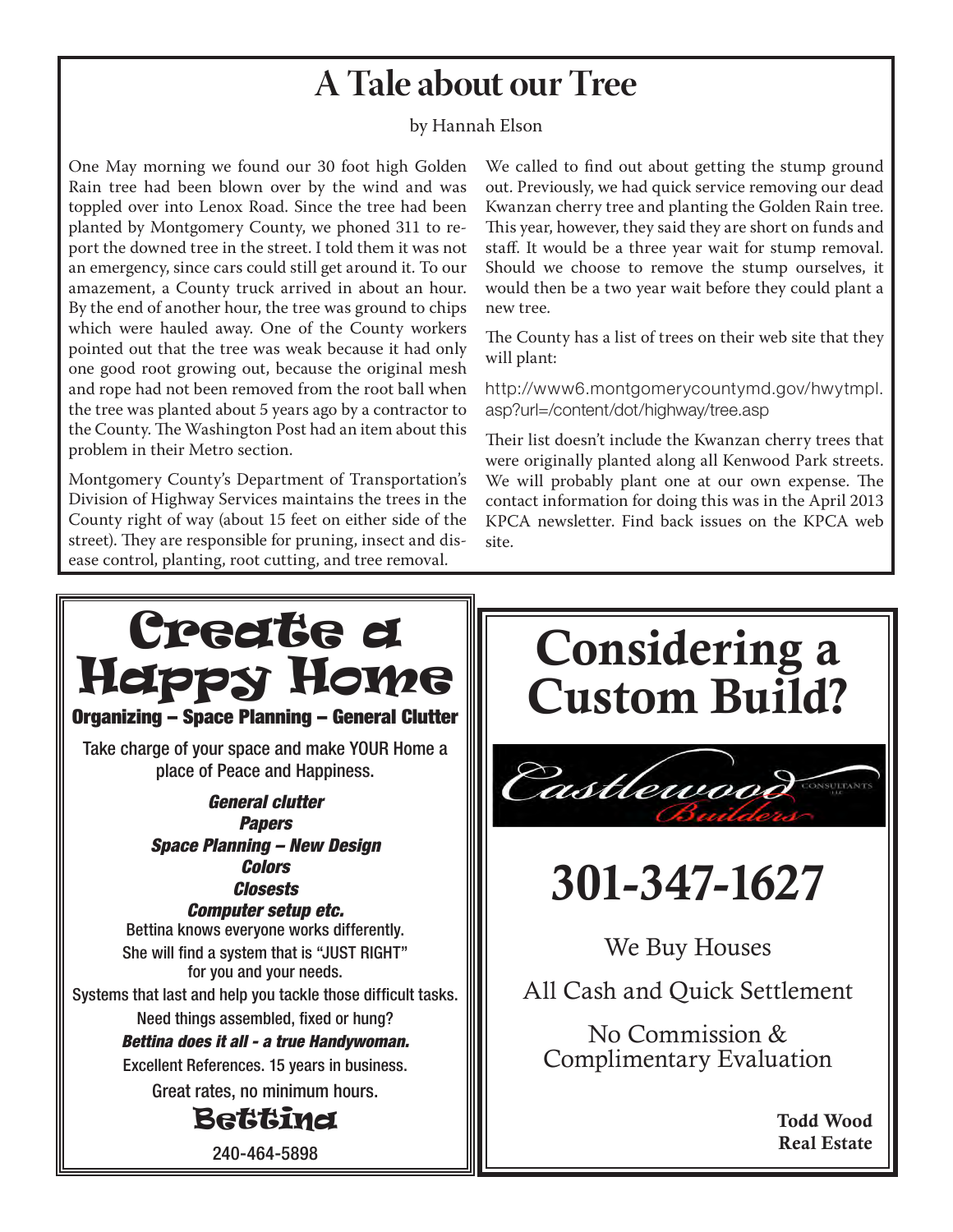# A Tale about our Tree

by Hannah Elson

One May morning we found our 30 foot high Golden Rain tree had been blown over by the wind and was toppled over into Lenox Road. Since the tree had been planted by Montgomery County, we phoned 311 to report the downed tree in the street. I told them it was not an emergency, since cars could still get around it. To our amazement, a County truck arrived in about an hour. By the end of another hour, the tree was ground to chips which were hauled away. One of the County workers pointed out that the tree was weak because it had only one good root growing out, because the original mesh and rope had not been removed from the root ball when the tree was planted about 5 years ago by a contractor to the County. The Washington Post had an item about this problem in their Metro section.

Montgomery County's Department of Transportation's Division of Highway Services maintains the trees in the County right of way (about 15 feet on either side of the street). They are responsible for pruning, insect and disease control, planting, root cutting, and tree removal.

We called to find out about getting the stump ground out. Previously, we had quick service removing our dead Kwanzan cherry tree and planting the Golden Rain tree. This year, however, they said they are short on funds and staff. It would be a three year wait for stump removal. Should we choose to remove the stump ourselves, it would then be a two year wait before they could plant a new tree.

The County has a list of trees on their web site that they will plant:

http://www6.montgomerycountymd.gov/hwytmpl.asp?url=/content/dot/highway/tree.asp

Their list doesn't include the Kwanzan cherry trees that were originally planted along all Kenwood Park streets. We will probably plant one at our own expense. The contact information for doing this was in the April 2013 KPCA newsletter. Find back issues on the KPCA web site.

---

# Create a Happy Home

**Organizing – Space Planning – General Clutter**

Take charge of your space and make YOUR Home a place of Peace and Happiness.

***General clutter***
***Papers***
***Space Planning – New Design***
***Colors***
***Closests***
***Computer setup etc.***

Bettina knows everyone works differently.
She will find a system that is "JUST RIGHT" for you and your needs.
Systems that last and help you tackle those difficult tasks.
Need things assembled, fixed or hung?
***Bettina does it all - a true Handywoman.***
Excellent References. 15 years in business.
Great rates, no minimum hours.

**Bettina**

240-464-5898

---

# Considering a Custom Build?

Castlewood Consultants LLC Builders

# 301-347-1627

We Buy Houses

All Cash and Quick Settlement

No Commission & Complimentary Evaluation

**Todd Wood**
**Real Estate**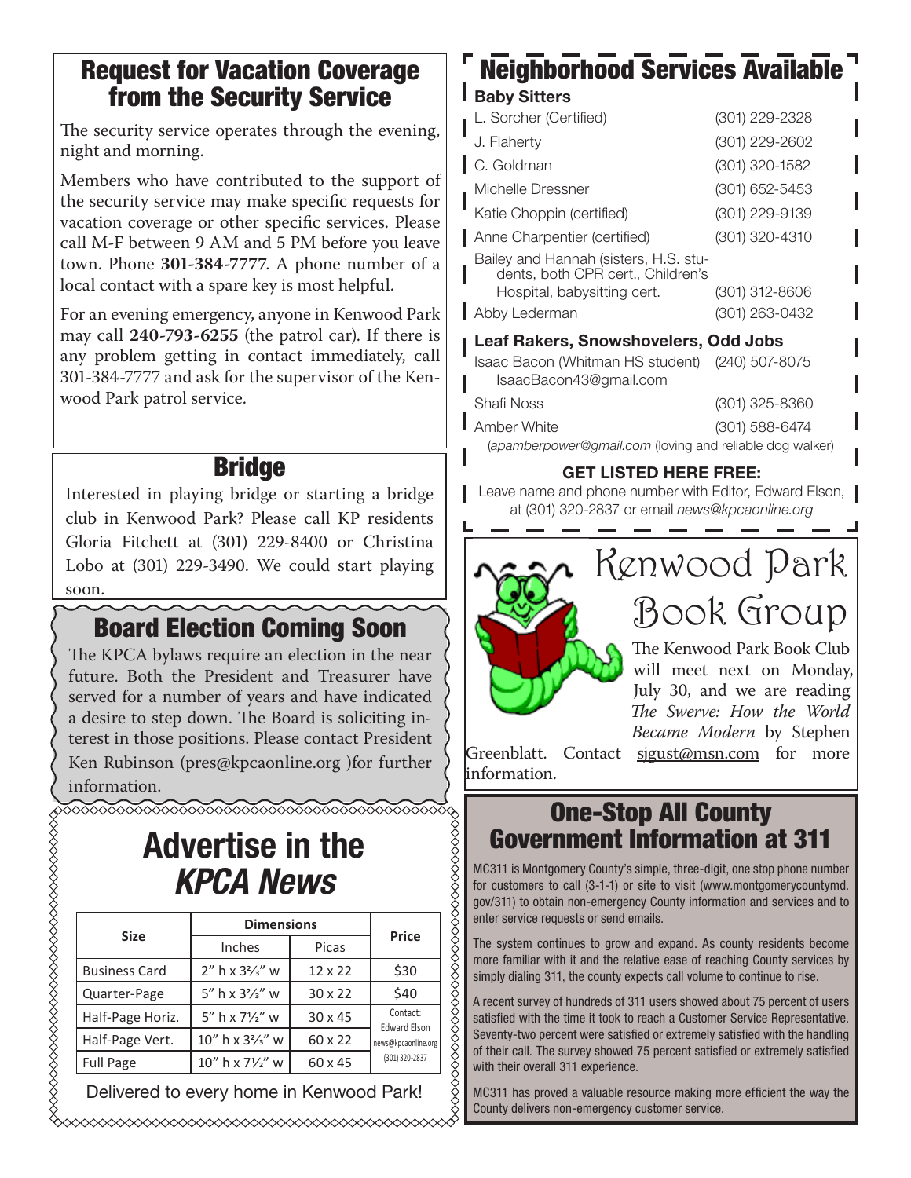## Request for Vacation Coverage from the Security Service

The security service operates through the evening, night and morning.

Members who have contributed to the support of the security service may make specific requests for vacation coverage or other specific services. Please call M-F between 9 AM and 5 PM before you leave town. Phone **301-384-7777**. A phone number of a local contact with a spare key is most helpful.

For an evening emergency, anyone in Kenwood Park may call **240-793-6255** (the patrol car). If there is any problem getting in contact immediately, call 301-384-7777 and ask for the supervisor of the Kenwood Park patrol service.

## Bridge

Interested in playing bridge or starting a bridge club in Kenwood Park? Please call KP residents Gloria Fitchett at (301) 229-8400 or Christina Lobo at (301) 229-3490. We could start playing soon.

## Board Election Coming Soon

The KPCA bylaws require an election in the near future. Both the President and Treasurer have served for a number of years and have indicated a desire to step down. The Board is soliciting interest in those positions. Please contact President Ken Rubinson (pres@kpcaonline.org )for further information.

## Advertise in the *KPCA News*

| Size | Dimensions | | Price |
|---|---|---|---|
| | Inches | Picas | |
| Business Card | 2" h x 3⅔" w | 12 x 22 | $30 |
| Quarter-Page | 5" h x 3⅔" w | 30 x 22 | $40 |
| Half-Page Horiz. | 5" h x 7½" w | 30 x 45 | Contact: Edward Elson news@kpcaonline.org (301) 320-2837 |
| Half-Page Vert. | 10" h x 3⅔" w | 60 x 22 | |
| Full Page | 10" h x 7½" w | 60 x 45 | |

Delivered to every home in Kenwood Park!

## Neighborhood Services Available

### Baby Sitters

| | |
|---|---|
| L. Sorcher (Certified) | (301) 229-2328 |
| J. Flaherty | (301) 229-2602 |
| C. Goldman | (301) 320-1582 |
| Michelle Dressner | (301) 652-5453 |
| Katie Choppin (certified) | (301) 229-9139 |
| Anne Charpentier (certified) | (301) 320-4310 |
| Bailey and Hannah (sisters, H.S. students, both CPR cert., Children's Hospital, babysitting cert. | (301) 312-8606 |
| Abby Lederman | (301) 263-0432 |

### Leaf Rakers, Snowshovelers, Odd Jobs

| | |
|---|---|
| Isaac Bacon (Whitman HS student) IsaacBacon43@gmail.com | (240) 507-8075 |
| Shafi Noss | (301) 325-8360 |
| Amber White | (301) 588-6474 |

(*apamberpower@gmail.com* (loving and reliable dog walker)

**GET LISTED HERE FREE:**

Leave name and phone number with Editor, Edward Elson, at (301) 320-2837 or email *news@kpcaonline.org*

## Kenwood Park Book Group

The Kenwood Park Book Club will meet next on Monday, July 30, and we are reading *The Swerve: How the World Became Modern* by Stephen Greenblatt. Contact sjgust@msn.com for more information.

## One-Stop All County Government Information at 311

MC311 is Montgomery County's simple, three-digit, one stop phone number for customers to call (3-1-1) or site to visit (www.montgomerycountymd.gov/311) to obtain non-emergency County information and services and to enter service requests or send emails.

The system continues to grow and expand. As county residents become more familiar with it and the relative ease of reaching County services by simply dialing 311, the county expects call volume to continue to rise.

A recent survey of hundreds of 311 users showed about 75 percent of users satisfied with the time it took to reach a Customer Service Representative. Seventy-two percent were satisfied or extremely satisfied with the handling of their call. The survey showed 75 percent satisfied or extremely satisfied with their overall 311 experience.

MC311 has proved a valuable resource making more efficient the way the County delivers non-emergency customer service.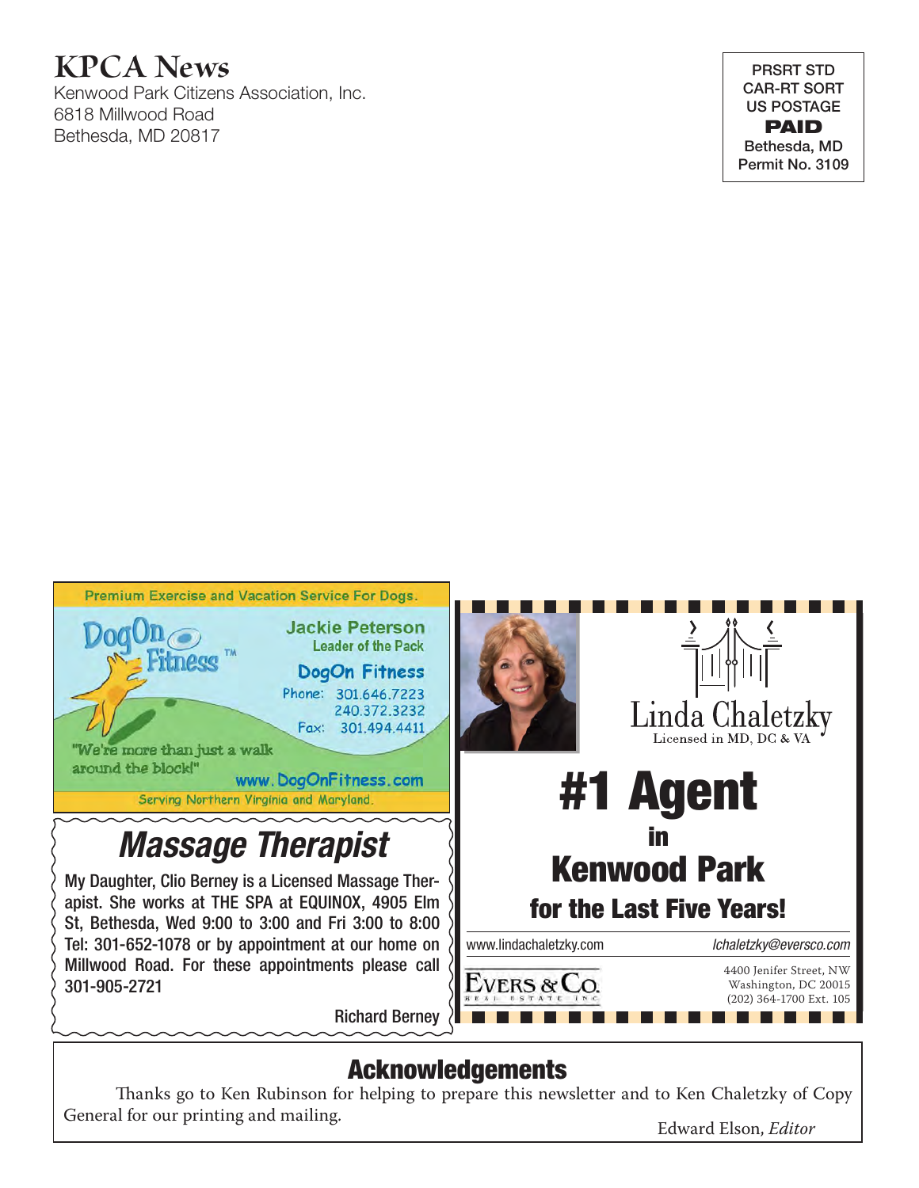# KPCA News

Kenwood Park Citizens Association, Inc.
6818 Millwood Road
Bethesda, MD 20817

PRSRT STD
CAR-RT SORT
US POSTAGE
**PAID**
Bethesda, MD
Permit No. 3109

Premium Exercise and Vacation Service For Dogs.

DogOn Fitness™

**Jackie Peterson**
Leader of the Pack

**DogOn Fitness**

Phone: 301.646.7223
240.372.3232
Fax: 301.494.4411

"We're more than just a walk around the block!"

www.DogOnFitness.com

Serving Northern Virginia and Maryland.

## *Massage Therapist*

My Daughter, Clio Berney is a Licensed Massage Therapist. She works at THE SPA at EQUINOX, 4905 Elm St, Bethesda, Wed 9:00 to 3:00 and Fri 3:00 to 8:00 Tel: 301-652-1078 or by appointment at our home on Millwood Road. For these appointments please call 301-905-2721

Richard Berney

Linda Chaletzky
Licensed in MD, DC & VA

# #1 Agent
## in
## Kenwood Park
### for the Last Five Years!

www.lindachaletzky.com
lchaletzky@eversco.com

EVERS & CO.
REAL ESTATE INC

4400 Jenifer Street, NW
Washington, DC 20015
(202) 364-1700 Ext. 105

## Acknowledgements

Thanks go to Ken Rubinson for helping to prepare this newsletter and to Ken Chaletzky of Copy General for our printing and mailing.

Edward Elson, *Editor*